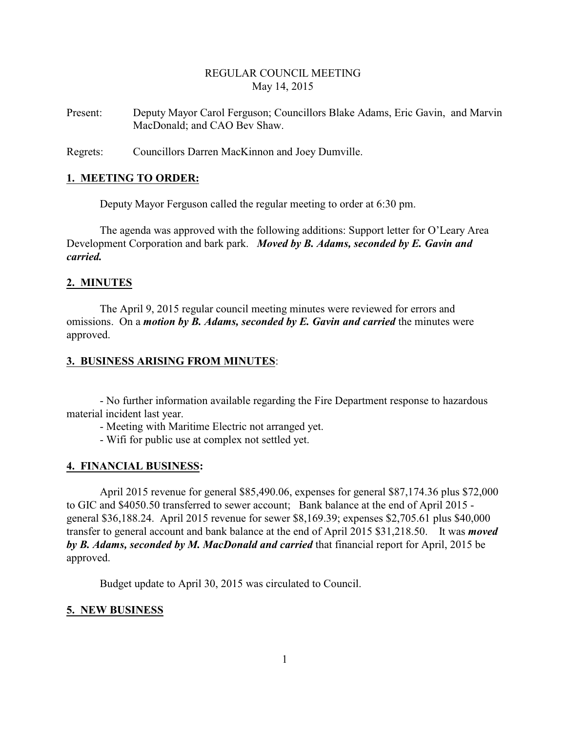REGULAR COUNCIL MEETING
May 14, 2015

Present: Deputy Mayor Carol Ferguson; Councillors Blake Adams, Eric Gavin, and Marvin MacDonald; and CAO Bev Shaw.

Regrets: Councillors Darren MacKinnon and Joey Dumville.

## 1. MEETING TO ORDER:

Deputy Mayor Ferguson called the regular meeting to order at 6:30 pm.

The agenda was approved with the following additions: Support letter for O'Leary Area Development Corporation and bark park. ***Moved by B. Adams, seconded by E. Gavin and carried.***

## 2. MINUTES

The April 9, 2015 regular council meeting minutes were reviewed for errors and omissions. On a ***motion by B. Adams, seconded by E. Gavin and carried*** the minutes were approved.

## 3. BUSINESS ARISING FROM MINUTES:

- No further information available regarding the Fire Department response to hazardous material incident last year.
- Meeting with Maritime Electric not arranged yet.
- Wifi for public use at complex not settled yet.

## 4. FINANCIAL BUSINESS:

April 2015 revenue for general $85,490.06, expenses for general $87,174.36 plus $72,000 to GIC and $4050.50 transferred to sewer account; Bank balance at the end of April 2015 - general $36,188.24. April 2015 revenue for sewer $8,169.39; expenses $2,705.61 plus $40,000 transfer to general account and bank balance at the end of April 2015 $31,218.50. It was ***moved by B. Adams, seconded by M. MacDonald and carried*** that financial report for April, 2015 be approved.

Budget update to April 30, 2015 was circulated to Council.

## 5. NEW BUSINESS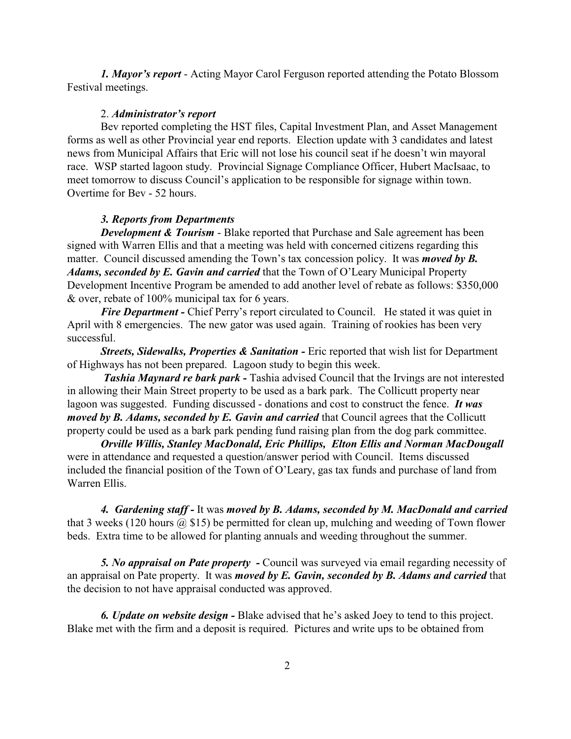***1. Mayor's report*** - Acting Mayor Carol Ferguson reported attending the Potato Blossom Festival meetings.

2. ***Administrator's report***

Bev reported completing the HST files, Capital Investment Plan, and Asset Management forms as well as other Provincial year end reports. Election update with 3 candidates and latest news from Municipal Affairs that Eric will not lose his council seat if he doesn't win mayoral race. WSP started lagoon study. Provincial Signage Compliance Officer, Hubert MacIsaac, to meet tomorrow to discuss Council's application to be responsible for signage within town. Overtime for Bev - 52 hours.

***3. Reports from Departments***

***Development & Tourism*** - Blake reported that Purchase and Sale agreement has been signed with Warren Ellis and that a meeting was held with concerned citizens regarding this matter. Council discussed amending the Town's tax concession policy. It was ***moved by B. Adams, seconded by E. Gavin and carried*** that the Town of O'Leary Municipal Property Development Incentive Program be amended to add another level of rebate as follows: $350,000 & over, rebate of 100% municipal tax for 6 years.

***Fire Department -*** Chief Perry's report circulated to Council. He stated it was quiet in April with 8 emergencies. The new gator was used again. Training of rookies has been very successful.

***Streets, Sidewalks, Properties & Sanitation -*** Eric reported that wish list for Department of Highways has not been prepared. Lagoon study to begin this week.

***Tashia Maynard re bark park -*** Tashia advised Council that the Irvings are not interested in allowing their Main Street property to be used as a bark park. The Collicutt property near lagoon was suggested. Funding discussed - donations and cost to construct the fence. ***It was moved by B. Adams, seconded by E. Gavin and carried*** that Council agrees that the Collicutt property could be used as a bark park pending fund raising plan from the dog park committee.

***Orville Willis, Stanley MacDonald, Eric Phillips, Elton Ellis and Norman MacDougall*** were in attendance and requested a question/answer period with Council. Items discussed included the financial position of the Town of O'Leary, gas tax funds and purchase of land from Warren Ellis.

***4. Gardening staff -*** It was ***moved by B. Adams, seconded by M. MacDonald and carried*** that 3 weeks (120 hours @ $15) be permitted for clean up, mulching and weeding of Town flower beds. Extra time to be allowed for planting annuals and weeding throughout the summer.

***5. No appraisal on Pate property -*** Council was surveyed via email regarding necessity of an appraisal on Pate property. It was ***moved by E. Gavin, seconded by B. Adams and carried*** that the decision to not have appraisal conducted was approved.

***6. Update on website design -*** Blake advised that he's asked Joey to tend to this project. Blake met with the firm and a deposit is required. Pictures and write ups to be obtained from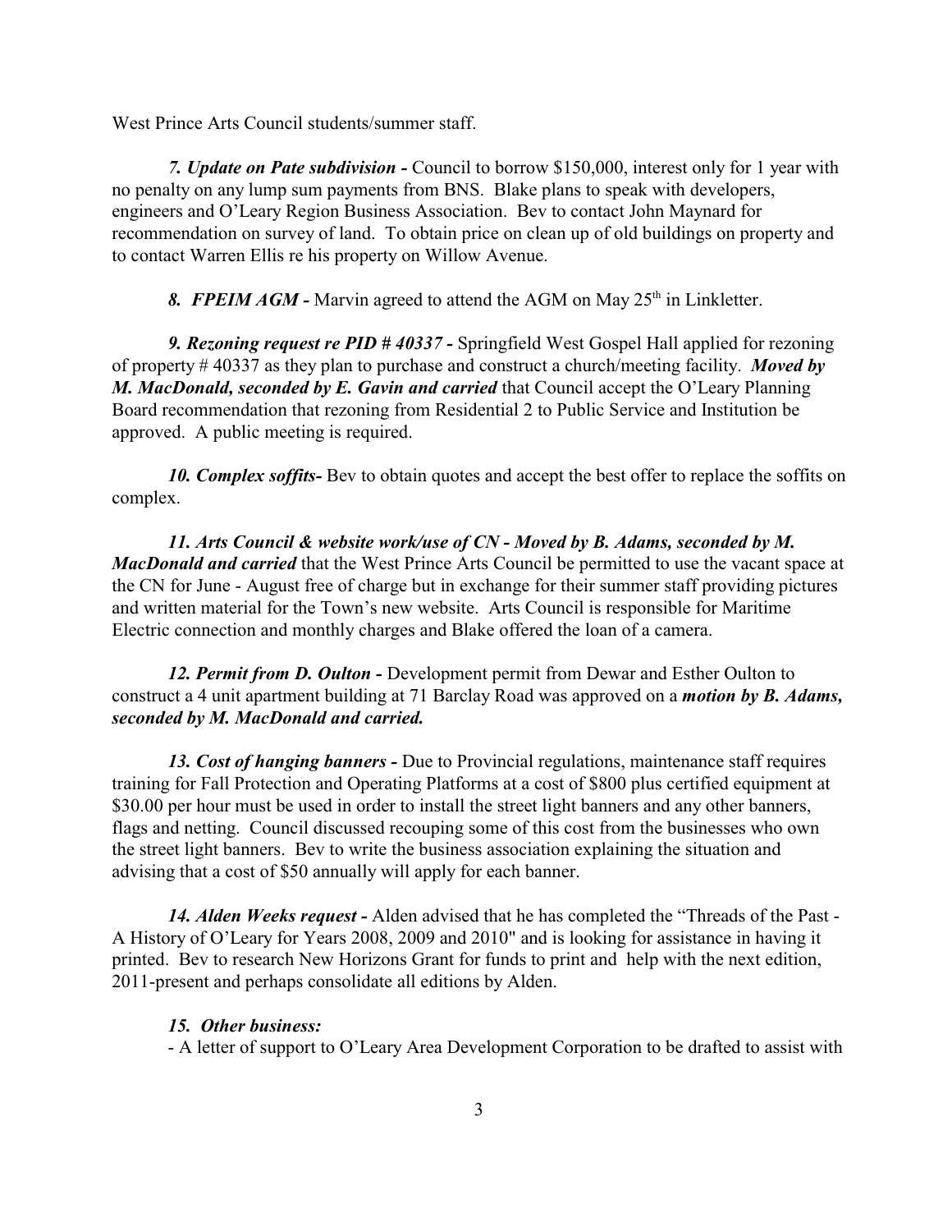West Prince Arts Council students/summer staff.

***7. Update on Pate subdivision -*** Council to borrow $150,000, interest only for 1 year with no penalty on any lump sum payments from BNS. Blake plans to speak with developers, engineers and O'Leary Region Business Association. Bev to contact John Maynard for recommendation on survey of land. To obtain price on clean up of old buildings on property and to contact Warren Ellis re his property on Willow Avenue.

***8. FPEIM AGM -*** Marvin agreed to attend the AGM on May 25th in Linkletter.

***9. Rezoning request re PID # 40337 -*** Springfield West Gospel Hall applied for rezoning of property # 40337 as they plan to purchase and construct a church/meeting facility. ***Moved by M. MacDonald, seconded by E. Gavin and carried*** that Council accept the O'Leary Planning Board recommendation that rezoning from Residential 2 to Public Service and Institution be approved. A public meeting is required.

***10. Complex soffits-*** Bev to obtain quotes and accept the best offer to replace the soffits on complex.

***11. Arts Council & website work/use of CN - Moved by B. Adams, seconded by M. MacDonald and carried*** that the West Prince Arts Council be permitted to use the vacant space at the CN for June - August free of charge but in exchange for their summer staff providing pictures and written material for the Town's new website. Arts Council is responsible for Maritime Electric connection and monthly charges and Blake offered the loan of a camera.

***12. Permit from D. Oulton -*** Development permit from Dewar and Esther Oulton to construct a 4 unit apartment building at 71 Barclay Road was approved on a ***motion by B. Adams, seconded by M. MacDonald and carried.***

***13. Cost of hanging banners -*** Due to Provincial regulations, maintenance staff requires training for Fall Protection and Operating Platforms at a cost of $800 plus certified equipment at $30.00 per hour must be used in order to install the street light banners and any other banners, flags and netting. Council discussed recouping some of this cost from the businesses who own the street light banners. Bev to write the business association explaining the situation and advising that a cost of $50 annually will apply for each banner.

***14. Alden Weeks request -*** Alden advised that he has completed the "Threads of the Past - A History of O'Leary for Years 2008, 2009 and 2010" and is looking for assistance in having it printed. Bev to research New Horizons Grant for funds to print and help with the next edition, 2011-present and perhaps consolidate all editions by Alden.

***15. Other business:***

- A letter of support to O'Leary Area Development Corporation to be drafted to assist with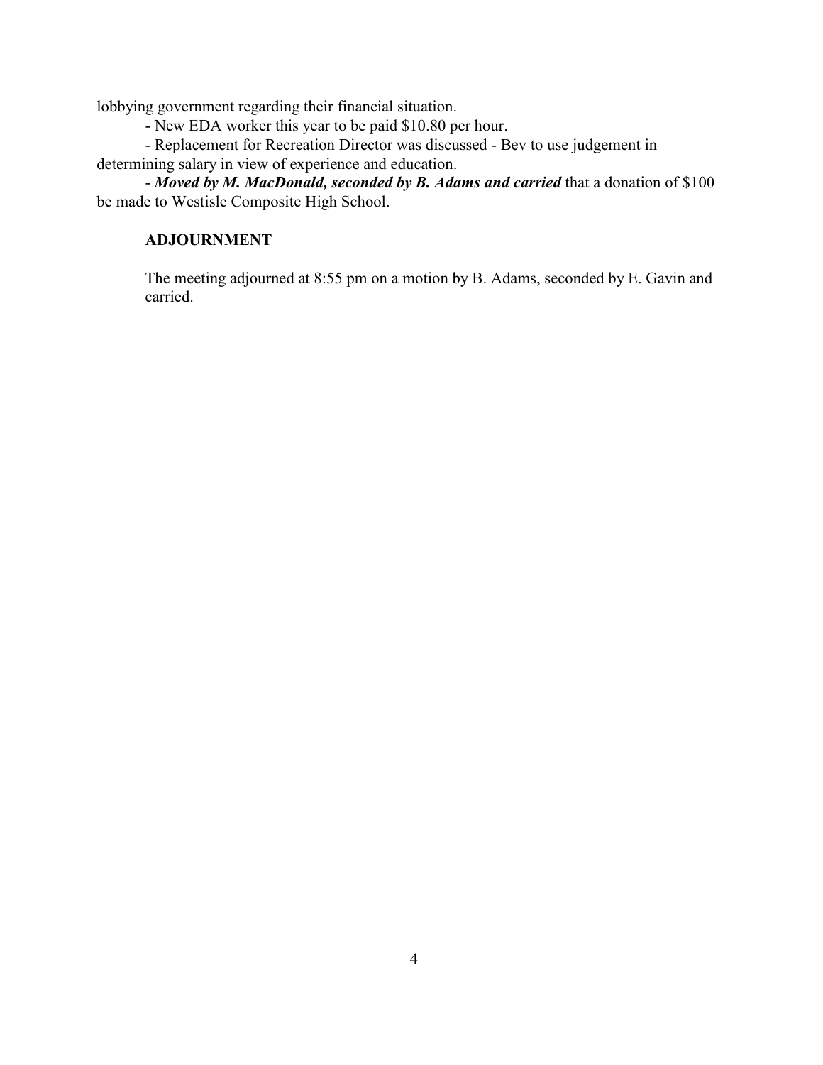lobbying government regarding their financial situation.

- New EDA worker this year to be paid $10.80 per hour.
- Replacement for Recreation Director was discussed - Bev to use judgement in determining salary in view of experience and education.
- ***Moved by M. MacDonald, seconded by B. Adams and carried*** that a donation of $100 be made to Westisle Composite High School.

**ADJOURNMENT**

The meeting adjourned at 8:55 pm on a motion by B. Adams, seconded by E. Gavin and carried.